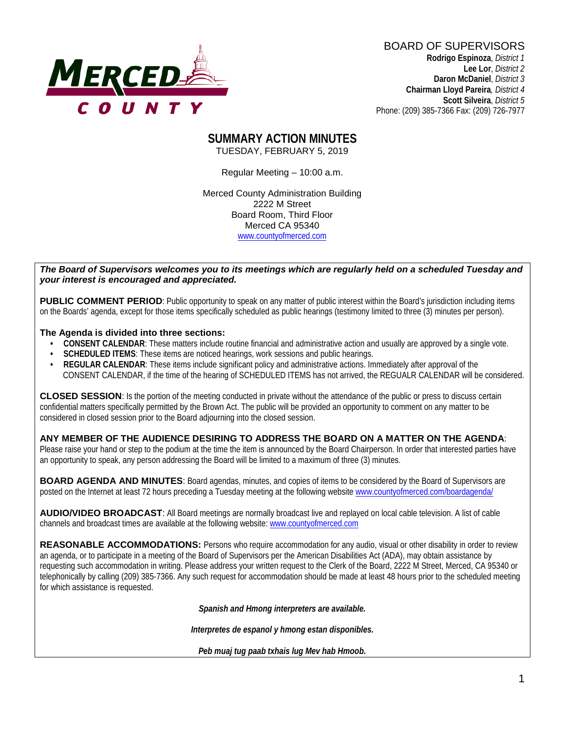MERCED COUNTY

BOARD OF SUPERVISORS
**Rodrigo Espinoza**, *District 1*
**Lee Lor**, *District 2*
**Daron McDaniel**, *District 3*
**Chairman Lloyd Pareira**, *District 4*
**Scott Silveira**, *District 5*
Phone: (209) 385-7366 Fax: (209) 726-7977

# SUMMARY ACTION MINUTES

TUESDAY, FEBRUARY 5, 2019

Regular Meeting – 10:00 a.m.

Merced County Administration Building
2222 M Street
Board Room, Third Floor
Merced CA 95340
www.countyofmerced.com

***The Board of Supervisors welcomes you to its meetings which are regularly held on a scheduled Tuesday and your interest is encouraged and appreciated.***

**PUBLIC COMMENT PERIOD**: Public opportunity to speak on any matter of public interest within the Board's jurisdiction including items on the Boards' agenda, except for those items specifically scheduled as public hearings (testimony limited to three (3) minutes per person).

**The Agenda is divided into three sections:**

- **CONSENT CALENDAR**: These matters include routine financial and administrative action and usually are approved by a single vote.
- **SCHEDULED ITEMS**: These items are noticed hearings, work sessions and public hearings.
- **REGULAR CALENDAR**: These items include significant policy and administrative actions. Immediately after approval of the CONSENT CALENDAR, if the time of the hearing of SCHEDULED ITEMS has not arrived, the REGUALR CALENDAR will be considered.

**CLOSED SESSION**: Is the portion of the meeting conducted in private without the attendance of the public or press to discuss certain confidential matters specifically permitted by the Brown Act. The public will be provided an opportunity to comment on any matter to be considered in closed session prior to the Board adjourning into the closed session.

**ANY MEMBER OF THE AUDIENCE DESIRING TO ADDRESS THE BOARD ON A MATTER ON THE AGENDA**: Please raise your hand or step to the podium at the time the item is announced by the Board Chairperson. In order that interested parties have an opportunity to speak, any person addressing the Board will be limited to a maximum of three (3) minutes.

**BOARD AGENDA AND MINUTES**: Board agendas, minutes, and copies of items to be considered by the Board of Supervisors are posted on the Internet at least 72 hours preceding a Tuesday meeting at the following website www.countyofmerced.com/boardagenda/

**AUDIO/VIDEO BROADCAST**: All Board meetings are normally broadcast live and replayed on local cable television. A list of cable channels and broadcast times are available at the following website: www.countyofmerced.com

**REASONABLE ACCOMMODATIONS:** Persons who require accommodation for any audio, visual or other disability in order to review an agenda, or to participate in a meeting of the Board of Supervisors per the American Disabilities Act (ADA), may obtain assistance by requesting such accommodation in writing. Please address your written request to the Clerk of the Board, 2222 M Street, Merced, CA 95340 or telephonically by calling (209) 385-7366. Any such request for accommodation should be made at least 48 hours prior to the scheduled meeting for which assistance is requested.

***Spanish and Hmong interpreters are available.***

***Interpretes de espanol y hmong estan disponibles.***

***Peb muaj tug paab txhais lug Mev hab Hmoob.***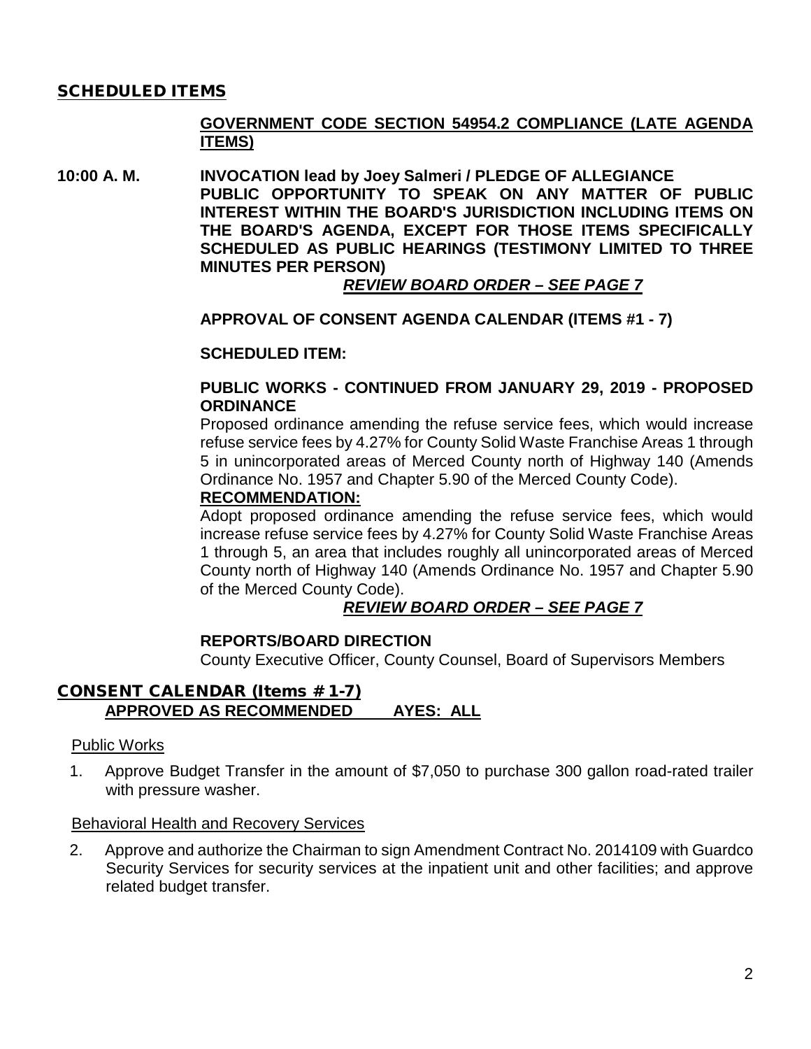## SCHEDULED ITEMS

**GOVERNMENT CODE SECTION 54954.2 COMPLIANCE (LATE AGENDA ITEMS)**

**10:00 A. M.** **INVOCATION lead by Joey Salmeri / PLEDGE OF ALLEGIANCE**

**PUBLIC OPPORTUNITY TO SPEAK ON ANY MATTER OF PUBLIC INTEREST WITHIN THE BOARD'S JURISDICTION INCLUDING ITEMS ON THE BOARD'S AGENDA, EXCEPT FOR THOSE ITEMS SPECIFICALLY SCHEDULED AS PUBLIC HEARINGS (TESTIMONY LIMITED TO THREE MINUTES PER PERSON)**

***REVIEW BOARD ORDER – SEE PAGE 7***

**APPROVAL OF CONSENT AGENDA CALENDAR (ITEMS #1 - 7)**

**SCHEDULED ITEM:**

**PUBLIC WORKS - CONTINUED FROM JANUARY 29, 2019 - PROPOSED ORDINANCE**

Proposed ordinance amending the refuse service fees, which would increase refuse service fees by 4.27% for County Solid Waste Franchise Areas 1 through 5 in unincorporated areas of Merced County north of Highway 140 (Amends Ordinance No. 1957 and Chapter 5.90 of the Merced County Code).

**RECOMMENDATION:**

Adopt proposed ordinance amending the refuse service fees, which would increase refuse service fees by 4.27% for County Solid Waste Franchise Areas 1 through 5, an area that includes roughly all unincorporated areas of Merced County north of Highway 140 (Amends Ordinance No. 1957 and Chapter 5.90 of the Merced County Code).

***REVIEW BOARD ORDER – SEE PAGE 7***

**REPORTS/BOARD DIRECTION**

County Executive Officer, County Counsel, Board of Supervisors Members

## CONSENT CALENDAR (Items # 1-7)

**APPROVED AS RECOMMENDED AYES: ALL**

Public Works

1. Approve Budget Transfer in the amount of $7,050 to purchase 300 gallon road-rated trailer with pressure washer.

Behavioral Health and Recovery Services

2. Approve and authorize the Chairman to sign Amendment Contract No. 2014109 with Guardco Security Services for security services at the inpatient unit and other facilities; and approve related budget transfer.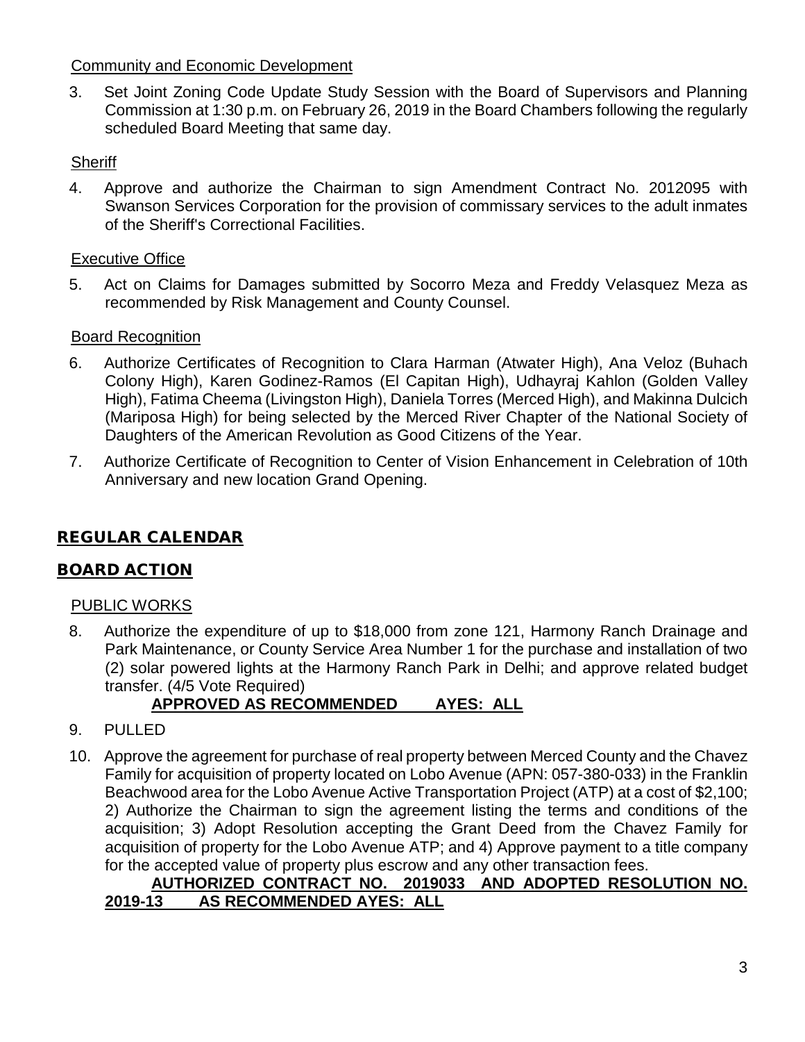Community and Economic Development

3. Set Joint Zoning Code Update Study Session with the Board of Supervisors and Planning Commission at 1:30 p.m. on February 26, 2019 in the Board Chambers following the regularly scheduled Board Meeting that same day.

Sheriff

4. Approve and authorize the Chairman to sign Amendment Contract No. 2012095 with Swanson Services Corporation for the provision of commissary services to the adult inmates of the Sheriff's Correctional Facilities.

Executive Office

5. Act on Claims for Damages submitted by Socorro Meza and Freddy Velasquez Meza as recommended by Risk Management and County Counsel.

Board Recognition

6. Authorize Certificates of Recognition to Clara Harman (Atwater High), Ana Veloz (Buhach Colony High), Karen Godinez-Ramos (El Capitan High), Udhayraj Kahlon (Golden Valley High), Fatima Cheema (Livingston High), Daniela Torres (Merced High), and Makinna Dulcich (Mariposa High) for being selected by the Merced River Chapter of the National Society of Daughters of the American Revolution as Good Citizens of the Year.

7. Authorize Certificate of Recognition to Center of Vision Enhancement in Celebration of 10th Anniversary and new location Grand Opening.

## REGULAR CALENDAR

## BOARD ACTION

PUBLIC WORKS

8. Authorize the expenditure of up to $18,000 from zone 121, Harmony Ranch Drainage and Park Maintenance, or County Service Area Number 1 for the purchase and installation of two (2) solar powered lights at the Harmony Ranch Park in Delhi; and approve related budget transfer. (4/5 Vote Required)

   **APPROVED AS RECOMMENDED AYES: ALL**

9. PULLED

10. Approve the agreement for purchase of real property between Merced County and the Chavez Family for acquisition of property located on Lobo Avenue (APN: 057-380-033) in the Franklin Beachwood area for the Lobo Avenue Active Transportation Project (ATP) at a cost of $2,100; 2) Authorize the Chairman to sign the agreement listing the terms and conditions of the acquisition; 3) Adopt Resolution accepting the Grant Deed from the Chavez Family for acquisition of property for the Lobo Avenue ATP; and 4) Approve payment to a title company for the accepted value of property plus escrow and any other transaction fees.

    **AUTHORIZED CONTRACT NO. 2019033 AND ADOPTED RESOLUTION NO. 2019-13 AS RECOMMENDED AYES: ALL**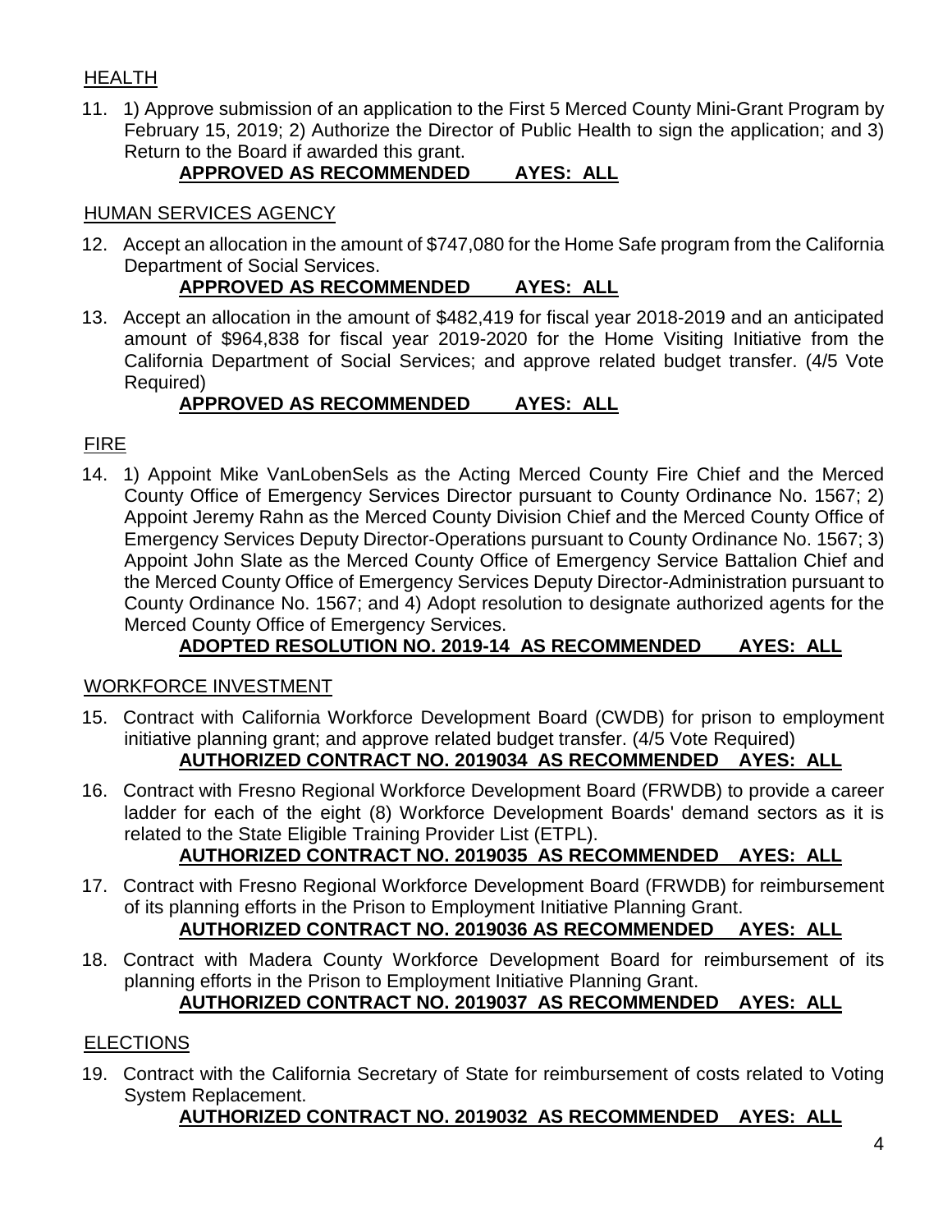## HEALTH

11. 1) Approve submission of an application to the First 5 Merced County Mini-Grant Program by February 15, 2019; 2) Authorize the Director of Public Health to sign the application; and 3) Return to the Board if awarded this grant.

    **APPROVED AS RECOMMENDED AYES: ALL**

## HUMAN SERVICES AGENCY

12. Accept an allocation in the amount of $747,080 for the Home Safe program from the California Department of Social Services.

    **APPROVED AS RECOMMENDED AYES: ALL**

13. Accept an allocation in the amount of $482,419 for fiscal year 2018-2019 and an anticipated amount of $964,838 for fiscal year 2019-2020 for the Home Visiting Initiative from the California Department of Social Services; and approve related budget transfer. (4/5 Vote Required)

    **APPROVED AS RECOMMENDED AYES: ALL**

## FIRE

14. 1) Appoint Mike VanLobenSels as the Acting Merced County Fire Chief and the Merced County Office of Emergency Services Director pursuant to County Ordinance No. 1567; 2) Appoint Jeremy Rahn as the Merced County Division Chief and the Merced County Office of Emergency Services Deputy Director-Operations pursuant to County Ordinance No. 1567; 3) Appoint John Slate as the Merced County Office of Emergency Service Battalion Chief and the Merced County Office of Emergency Services Deputy Director-Administration pursuant to County Ordinance No. 1567; and 4) Adopt resolution to designate authorized agents for the Merced County Office of Emergency Services.

    **ADOPTED RESOLUTION NO. 2019-14 AS RECOMMENDED AYES: ALL**

## WORKFORCE INVESTMENT

15. Contract with California Workforce Development Board (CWDB) for prison to employment initiative planning grant; and approve related budget transfer. (4/5 Vote Required)

    **AUTHORIZED CONTRACT NO. 2019034 AS RECOMMENDED AYES: ALL**

16. Contract with Fresno Regional Workforce Development Board (FRWDB) to provide a career ladder for each of the eight (8) Workforce Development Boards' demand sectors as it is related to the State Eligible Training Provider List (ETPL).

    **AUTHORIZED CONTRACT NO. 2019035 AS RECOMMENDED AYES: ALL**

17. Contract with Fresno Regional Workforce Development Board (FRWDB) for reimbursement of its planning efforts in the Prison to Employment Initiative Planning Grant.

    **AUTHORIZED CONTRACT NO. 2019036 AS RECOMMENDED AYES: ALL**

18. Contract with Madera County Workforce Development Board for reimbursement of its planning efforts in the Prison to Employment Initiative Planning Grant.

    **AUTHORIZED CONTRACT NO. 2019037 AS RECOMMENDED AYES: ALL**

## ELECTIONS

19. Contract with the California Secretary of State for reimbursement of costs related to Voting System Replacement.

    **AUTHORIZED CONTRACT NO. 2019032 AS RECOMMENDED AYES: ALL**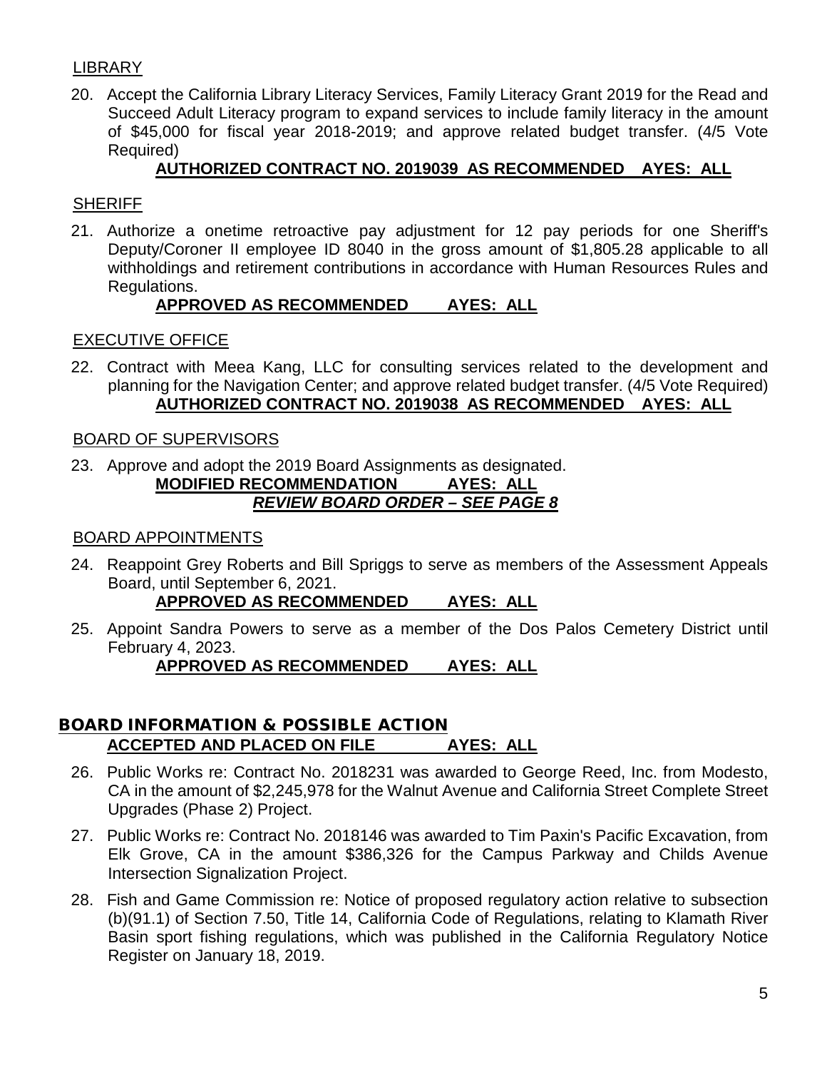LIBRARY

20. Accept the California Library Literacy Services, Family Literacy Grant 2019 for the Read and Succeed Adult Literacy program to expand services to include family literacy in the amount of $45,000 for fiscal year 2018-2019; and approve related budget transfer. (4/5 Vote Required)

    **AUTHORIZED CONTRACT NO. 2019039 AS RECOMMENDED AYES: ALL**

SHERIFF

21. Authorize a onetime retroactive pay adjustment for 12 pay periods for one Sheriff's Deputy/Coroner II employee ID 8040 in the gross amount of $1,805.28 applicable to all withholdings and retirement contributions in accordance with Human Resources Rules and Regulations.

    **APPROVED AS RECOMMENDED AYES: ALL**

EXECUTIVE OFFICE

22. Contract with Meea Kang, LLC for consulting services related to the development and planning for the Navigation Center; and approve related budget transfer. (4/5 Vote Required)

    **AUTHORIZED CONTRACT NO. 2019038 AS RECOMMENDED AYES: ALL**

BOARD OF SUPERVISORS

23. Approve and adopt the 2019 Board Assignments as designated.

    **MODIFIED RECOMMENDATION AYES: ALL**

    ***REVIEW BOARD ORDER – SEE PAGE 8***

BOARD APPOINTMENTS

24. Reappoint Grey Roberts and Bill Spriggs to serve as members of the Assessment Appeals Board, until September 6, 2021.

    **APPROVED AS RECOMMENDED AYES: ALL**

25. Appoint Sandra Powers to serve as a member of the Dos Palos Cemetery District until February 4, 2023.

    **APPROVED AS RECOMMENDED AYES: ALL**

## BOARD INFORMATION & POSSIBLE ACTION

**ACCEPTED AND PLACED ON FILE AYES: ALL**

26. Public Works re: Contract No. 2018231 was awarded to George Reed, Inc. from Modesto, CA in the amount of $2,245,978 for the Walnut Avenue and California Street Complete Street Upgrades (Phase 2) Project.

27. Public Works re: Contract No. 2018146 was awarded to Tim Paxin's Pacific Excavation, from Elk Grove, CA in the amount $386,326 for the Campus Parkway and Childs Avenue Intersection Signalization Project.

28. Fish and Game Commission re: Notice of proposed regulatory action relative to subsection (b)(91.1) of Section 7.50, Title 14, California Code of Regulations, relating to Klamath River Basin sport fishing regulations, which was published in the California Regulatory Notice Register on January 18, 2019.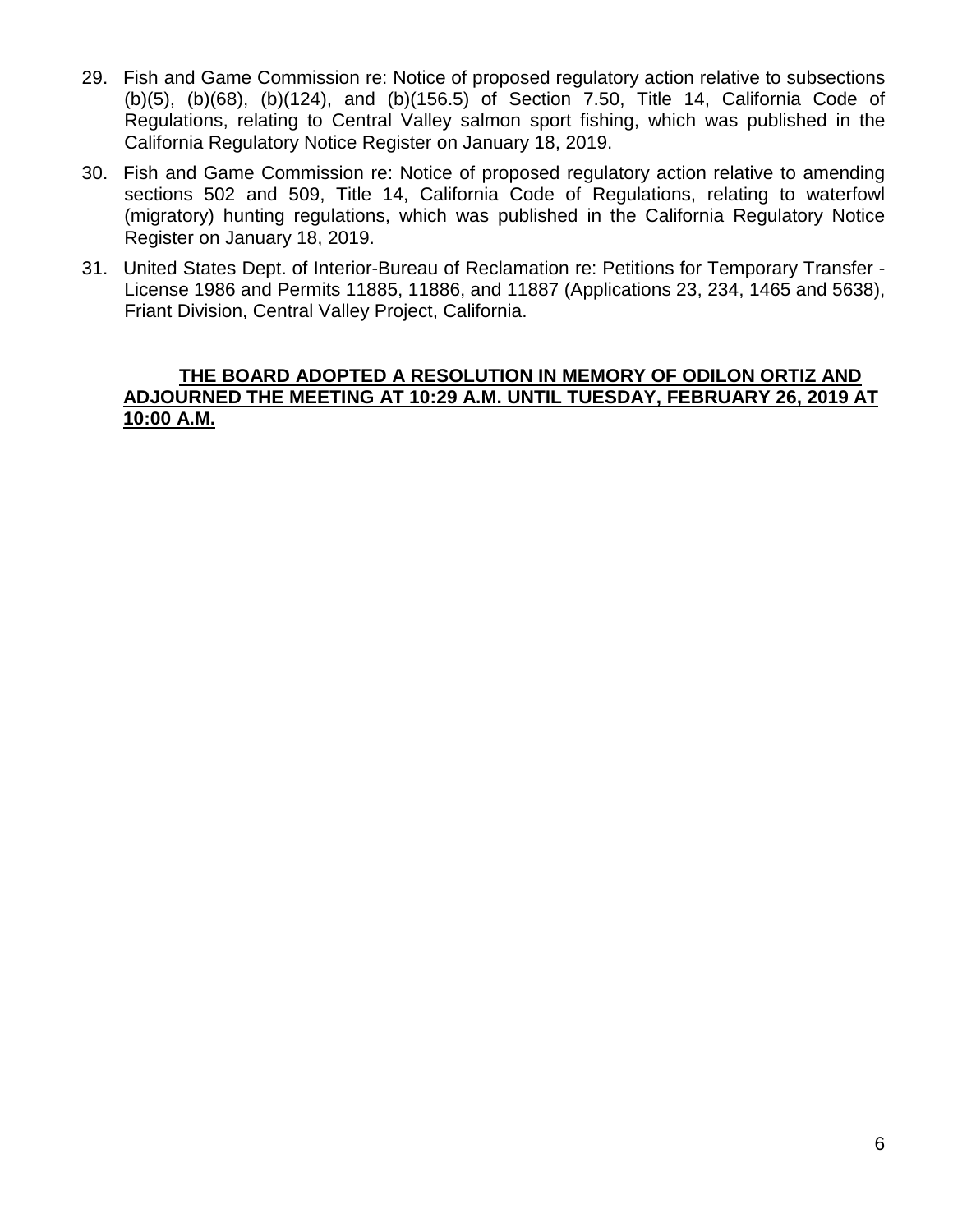29. Fish and Game Commission re: Notice of proposed regulatory action relative to subsections (b)(5), (b)(68), (b)(124), and (b)(156.5) of Section 7.50, Title 14, California Code of Regulations, relating to Central Valley salmon sport fishing, which was published in the California Regulatory Notice Register on January 18, 2019.

30. Fish and Game Commission re: Notice of proposed regulatory action relative to amending sections 502 and 509, Title 14, California Code of Regulations, relating to waterfowl (migratory) hunting regulations, which was published in the California Regulatory Notice Register on January 18, 2019.

31. United States Dept. of Interior-Bureau of Reclamation re: Petitions for Temporary Transfer - License 1986 and Permits 11885, 11886, and 11887 (Applications 23, 234, 1465 and 5638), Friant Division, Central Valley Project, California.

**THE BOARD ADOPTED A RESOLUTION IN MEMORY OF ODILON ORTIZ AND ADJOURNED THE MEETING AT 10:29 A.M. UNTIL TUESDAY, FEBRUARY 26, 2019 AT 10:00 A.M.**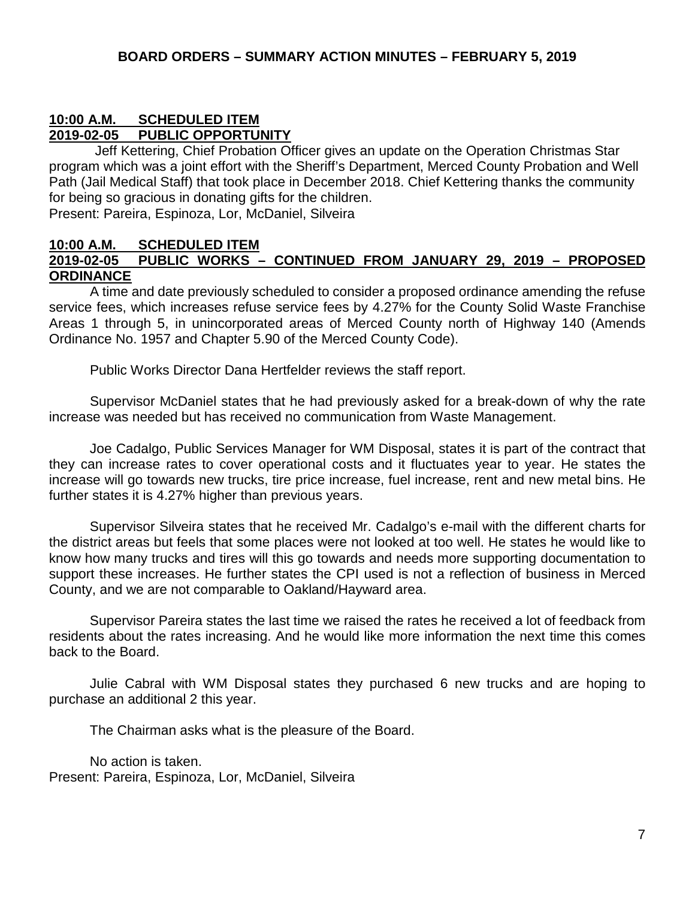**BOARD ORDERS – SUMMARY ACTION MINUTES – FEBRUARY 5, 2019**

**10:00 A.M. SCHEDULED ITEM**
**2019-02-05 PUBLIC OPPORTUNITY**

Jeff Kettering, Chief Probation Officer gives an update on the Operation Christmas Star program which was a joint effort with the Sheriff's Department, Merced County Probation and Well Path (Jail Medical Staff) that took place in December 2018. Chief Kettering thanks the community for being so gracious in donating gifts for the children.
Present: Pareira, Espinoza, Lor, McDaniel, Silveira

**10:00 A.M. SCHEDULED ITEM**
**2019-02-05 PUBLIC WORKS – CONTINUED FROM JANUARY 29, 2019 – PROPOSED ORDINANCE**

A time and date previously scheduled to consider a proposed ordinance amending the refuse service fees, which increases refuse service fees by 4.27% for the County Solid Waste Franchise Areas 1 through 5, in unincorporated areas of Merced County north of Highway 140 (Amends Ordinance No. 1957 and Chapter 5.90 of the Merced County Code).

Public Works Director Dana Hertfelder reviews the staff report.

Supervisor McDaniel states that he had previously asked for a break-down of why the rate increase was needed but has received no communication from Waste Management.

Joe Cadalgo, Public Services Manager for WM Disposal, states it is part of the contract that they can increase rates to cover operational costs and it fluctuates year to year. He states the increase will go towards new trucks, tire price increase, fuel increase, rent and new metal bins. He further states it is 4.27% higher than previous years.

Supervisor Silveira states that he received Mr. Cadalgo's e-mail with the different charts for the district areas but feels that some places were not looked at too well. He states he would like to know how many trucks and tires will this go towards and needs more supporting documentation to support these increases. He further states the CPI used is not a reflection of business in Merced County, and we are not comparable to Oakland/Hayward area.

Supervisor Pareira states the last time we raised the rates he received a lot of feedback from residents about the rates increasing. And he would like more information the next time this comes back to the Board.

Julie Cabral with WM Disposal states they purchased 6 new trucks and are hoping to purchase an additional 2 this year.

The Chairman asks what is the pleasure of the Board.

No action is taken.
Present: Pareira, Espinoza, Lor, McDaniel, Silveira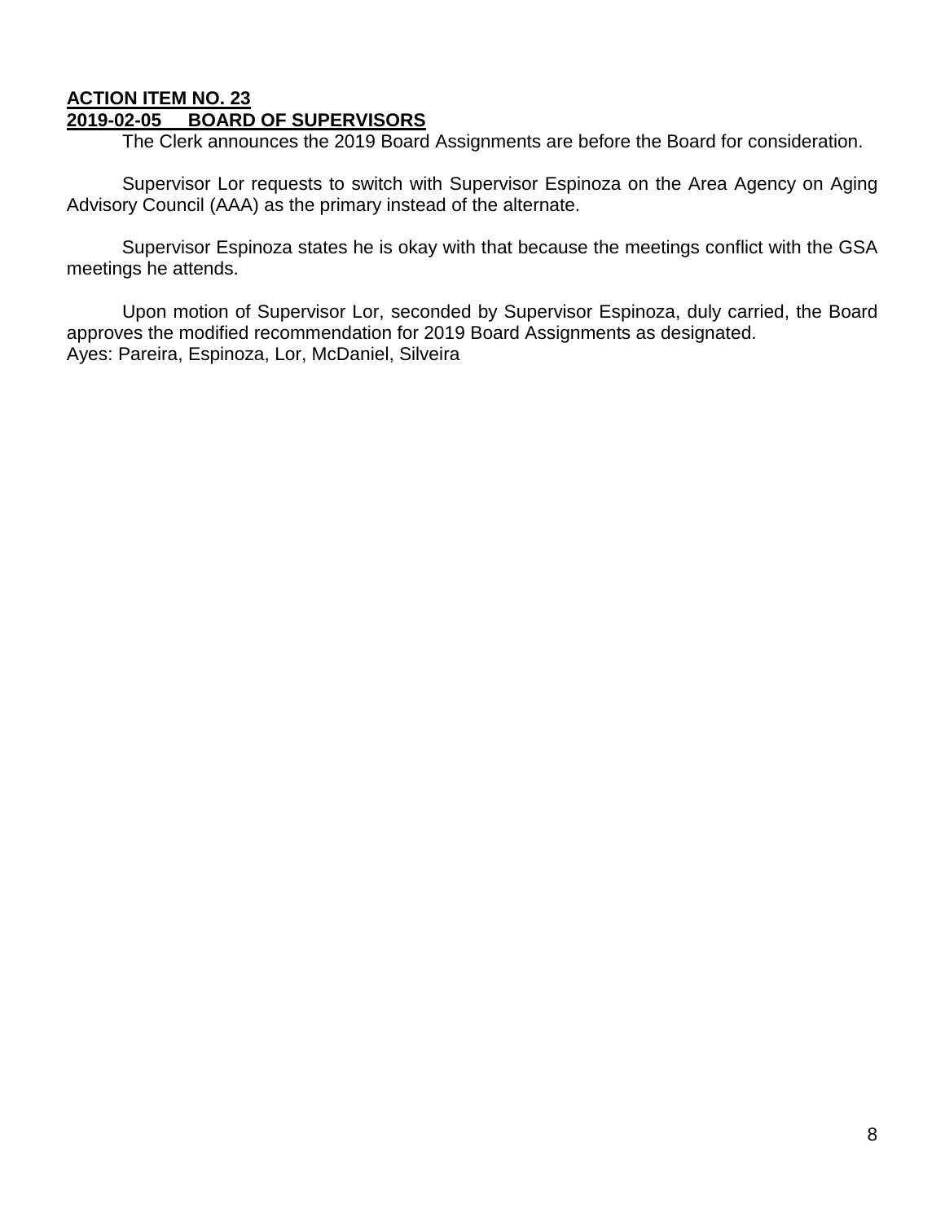**ACTION ITEM NO. 23**
**2019-02-05 BOARD OF SUPERVISORS**

The Clerk announces the 2019 Board Assignments are before the Board for consideration.

Supervisor Lor requests to switch with Supervisor Espinoza on the Area Agency on Aging Advisory Council (AAA) as the primary instead of the alternate.

Supervisor Espinoza states he is okay with that because the meetings conflict with the GSA meetings he attends.

Upon motion of Supervisor Lor, seconded by Supervisor Espinoza, duly carried, the Board approves the modified recommendation for 2019 Board Assignments as designated.
Ayes: Pareira, Espinoza, Lor, McDaniel, Silveira